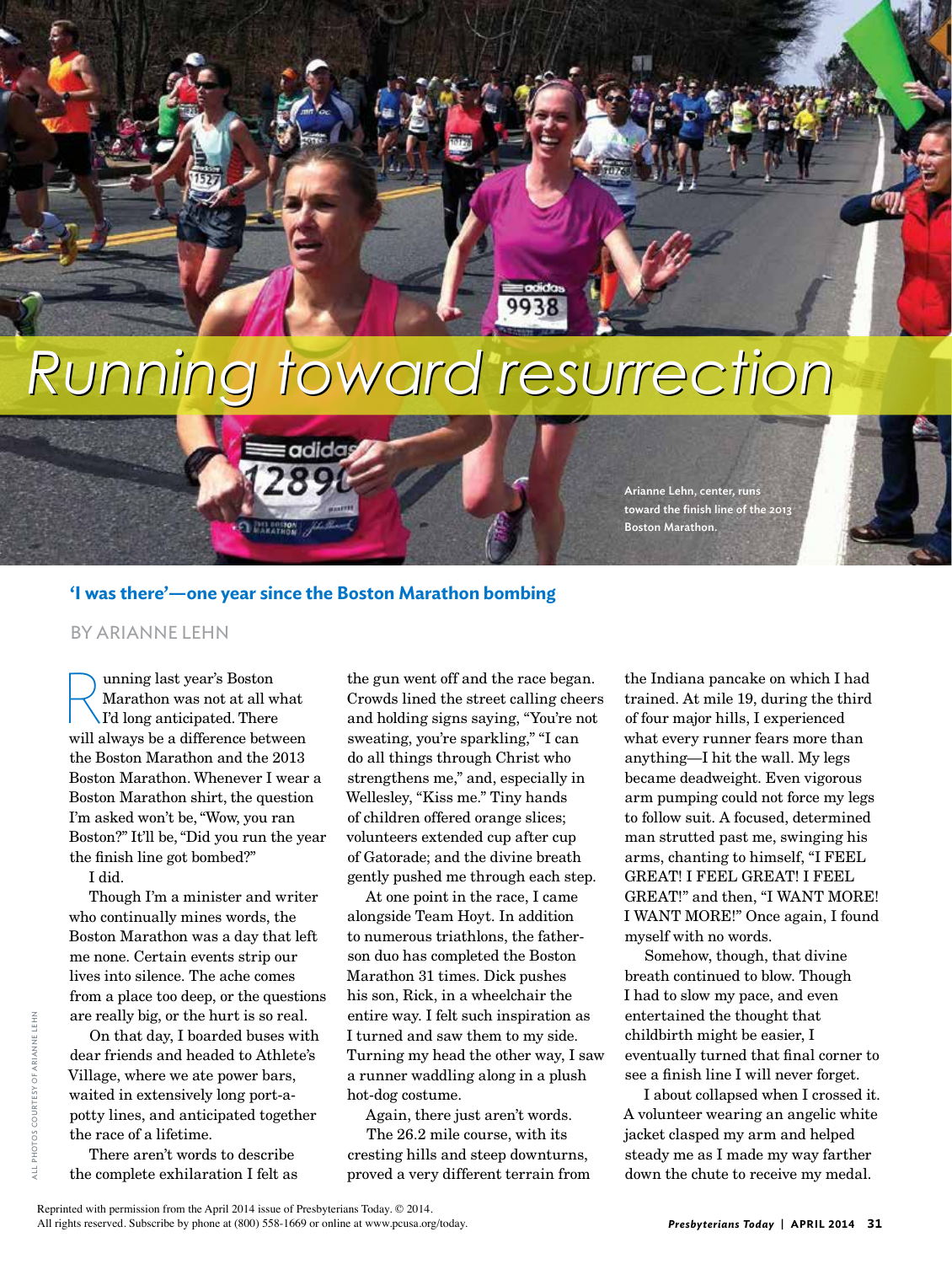# Running toward resurrection

Arianne Lehn, center, runs toward the finish line of the 2013 Boston Marathon.

## 'I was there'—one year since the Boston Marathon bombing

BY ARIANNE LEHN

Running last year's Boston Marathon was not at all what I'd long anticipated. There will always be a difference between the Boston Marathon and the 2013 Boston Marathon. Whenever I wear a Boston Marathon shirt, the question I'm asked won't be, "Wow, you ran Boston?" It'll be, "Did you run the year the finish line got bombed?"

I did.

Though I'm a minister and writer who continually mines words, the Boston Marathon was a day that left me none. Certain events strip our lives into silence. The ache comes from a place too deep, or the questions are really big, or the hurt is so real.

On that day, I boarded buses with dear friends and headed to Athlete's Village, where we ate power bars, waited in extensively long port-a-potty lines, and anticipated together the race of a lifetime.

There aren't words to describe the complete exhilaration I felt as the gun went off and the race began. Crowds lined the street calling cheers and holding signs saying, "You're not sweating, you're sparkling," "I can do all things through Christ who strengthens me," and, especially in Wellesley, "Kiss me." Tiny hands of children offered orange slices; volunteers extended cup after cup of Gatorade; and the divine breath gently pushed me through each step.

At one point in the race, I came alongside Team Hoyt. In addition to numerous triathlons, the father-son duo has completed the Boston Marathon 31 times. Dick pushes his son, Rick, in a wheelchair the entire way. I felt such inspiration as I turned and saw them to my side. Turning my head the other way, I saw a runner waddling along in a plush hot-dog costume.

Again, there just aren't words.

The 26.2 mile course, with its cresting hills and steep downturns, proved a very different terrain from the Indiana pancake on which I had trained. At mile 19, during the third of four major hills, I experienced what every runner fears more than anything—I hit the wall. My legs became deadweight. Even vigorous arm pumping could not force my legs to follow suit. A focused, determined man strutted past me, swinging his arms, chanting to himself, "I FEEL GREAT! I FEEL GREAT! I FEEL GREAT!" and then, "I WANT MORE! I WANT MORE!" Once again, I found myself with no words.

Somehow, though, that divine breath continued to blow. Though I had to slow my pace, and even entertained the thought that childbirth might be easier, I eventually turned that final corner to see a finish line I will never forget.

I about collapsed when I crossed it. A volunteer wearing an angelic white jacket clasped my arm and helped steady me as I made my way farther down the chute to receive my medal.

ALL PHOTOS COURTESY OF ARIANNE LEHN

Reprinted with permission from the April 2014 issue of Presbyterians Today. © 2014. All rights reserved. Subscribe by phone at (800) 558-1669 or online at www.pcusa.org/today.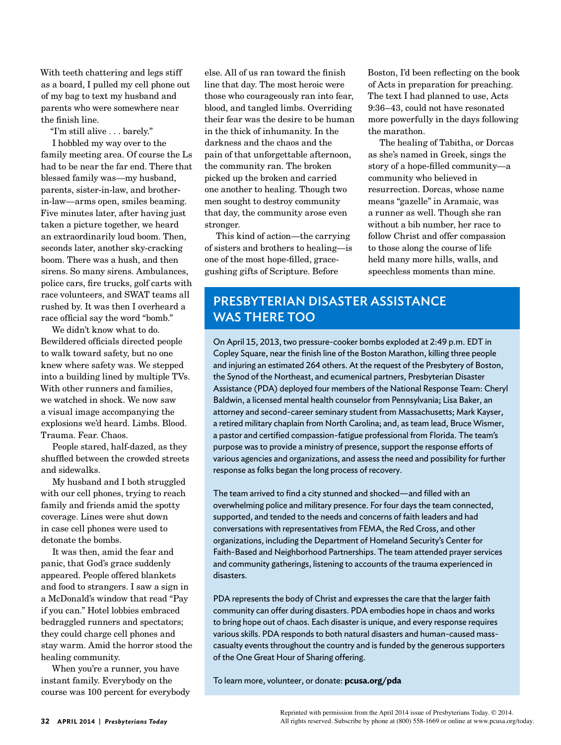With teeth chattering and legs stiff as a board, I pulled my cell phone out of my bag to text my husband and parents who were somewhere near the finish line.

"I'm still alive . . . barely."

I hobbled my way over to the family meeting area. Of course the Ls had to be near the far end. There that blessed family was—my husband, parents, sister-in-law, and brother-in-law—arms open, smiles beaming. Five minutes later, after having just taken a picture together, we heard an extraordinarily loud boom. Then, seconds later, another sky-cracking boom. There was a hush, and then sirens. So many sirens. Ambulances, police cars, fire trucks, golf carts with race volunteers, and SWAT teams all rushed by. It was then I overheard a race official say the word "bomb."

We didn't know what to do. Bewildered officials directed people to walk toward safety, but no one knew where safety was. We stepped into a building lined by multiple TVs. With other runners and families, we watched in shock. We now saw a visual image accompanying the explosions we'd heard. Limbs. Blood. Trauma. Fear. Chaos.

People stared, half-dazed, as they shuffled between the crowded streets and sidewalks.

My husband and I both struggled with our cell phones, trying to reach family and friends amid the spotty coverage. Lines were shut down in case cell phones were used to detonate the bombs.

It was then, amid the fear and panic, that God's grace suddenly appeared. People offered blankets and food to strangers. I saw a sign in a McDonald's window that read "Pay if you can." Hotel lobbies embraced bedraggled runners and spectators; they could charge cell phones and stay warm. Amid the horror stood the healing community.

When you're a runner, you have instant family. Everybody on the course was 100 percent for everybody else. All of us ran toward the finish line that day. The most heroic were those who courageously ran into fear, blood, and tangled limbs. Overriding their fear was the desire to be human in the thick of inhumanity. In the darkness and the chaos and the pain of that unforgettable afternoon, the community ran. The broken picked up the broken and carried one another to healing. Though two men sought to destroy community that day, the community arose even stronger.

This kind of action—the carrying of sisters and brothers to healing—is one of the most hope-filled, grace-gushing gifts of Scripture. Before Boston, I'd been reflecting on the book of Acts in preparation for preaching. The text I had planned to use, Acts 9:36–43, could not have resonated more powerfully in the days following the marathon.

The healing of Tabitha, or Dorcas as she's named in Greek, sings the story of a hope-filled community—a community who believed in resurrection. Dorcas, whose name means "gazelle" in Aramaic, was a runner as well. Though she ran without a bib number, her race to follow Christ and offer compassion to those along the course of life held many more hills, walls, and speechless moments than mine.

## PRESBYTERIAN DISASTER ASSISTANCE WAS THERE TOO

On April 15, 2013, two pressure-cooker bombs exploded at 2:49 p.m. EDT in Copley Square, near the finish line of the Boston Marathon, killing three people and injuring an estimated 264 others. At the request of the Presbytery of Boston, the Synod of the Northeast, and ecumenical partners, Presbyterian Disaster Assistance (PDA) deployed four members of the National Response Team: Cheryl Baldwin, a licensed mental health counselor from Pennsylvania; Lisa Baker, an attorney and second-career seminary student from Massachusetts; Mark Kayser, a retired military chaplain from North Carolina; and, as team lead, Bruce Wismer, a pastor and certified compassion-fatigue professional from Florida. The team's purpose was to provide a ministry of presence, support the response efforts of various agencies and organizations, and assess the need and possibility for further response as folks began the long process of recovery.

The team arrived to find a city stunned and shocked—and filled with an overwhelming police and military presence. For four days the team connected, supported, and tended to the needs and concerns of faith leaders and had conversations with representatives from FEMA, the Red Cross, and other organizations, including the Department of Homeland Security's Center for Faith-Based and Neighborhood Partnerships. The team attended prayer services and community gatherings, listening to accounts of the trauma experienced in disasters.

PDA represents the body of Christ and expresses the care that the larger faith community can offer during disasters. PDA embodies hope in chaos and works to bring hope out of chaos. Each disaster is unique, and every response requires various skills. PDA responds to both natural disasters and human-caused mass-casualty events throughout the country and is funded by the generous supporters of the One Great Hour of Sharing offering.

To learn more, volunteer, or donate: **pcusa.org/pda**

Reprinted with permission from the April 2014 issue of Presbyterians Today. © 2014. All rights reserved. Subscribe by phone at (800) 558-1669 or online at www.pcusa.org/today.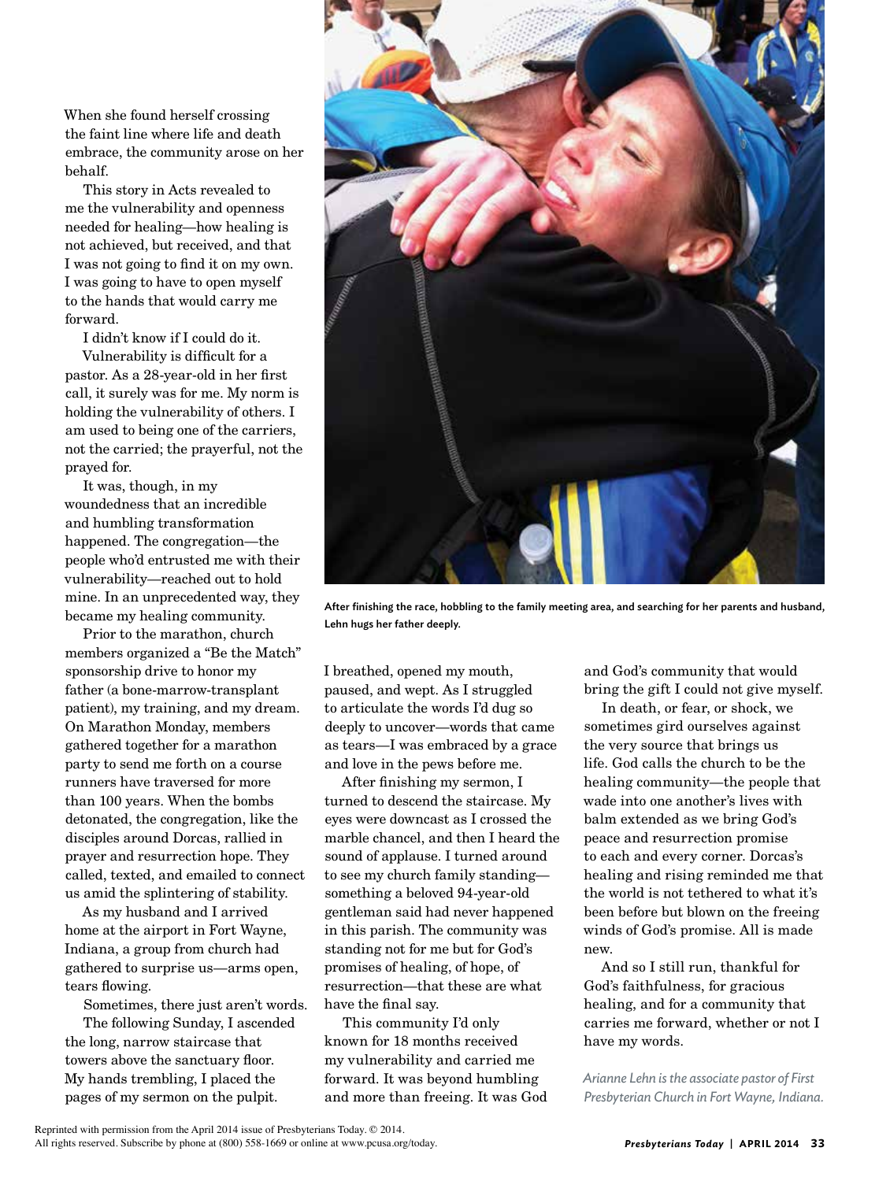When she found herself crossing the faint line where life and death embrace, the community arose on her behalf.

This story in Acts revealed to me the vulnerability and openness needed for healing—how healing is not achieved, but received, and that I was not going to find it on my own. I was going to have to open myself to the hands that would carry me forward.

I didn't know if I could do it.

Vulnerability is difficult for a pastor. As a 28-year-old in her first call, it surely was for me. My norm is holding the vulnerability of others. I am used to being one of the carriers, not the carried; the prayerful, not the prayed for.

It was, though, in my woundedness that an incredible and humbling transformation happened. The congregation—the people who'd entrusted me with their vulnerability—reached out to hold mine. In an unprecedented way, they became my healing community.

Prior to the marathon, church members organized a "Be the Match" sponsorship drive to honor my father (a bone-marrow-transplant patient), my training, and my dream. On Marathon Monday, members gathered together for a marathon party to send me forth on a course runners have traversed for more than 100 years. When the bombs detonated, the congregation, like the disciples around Dorcas, rallied in prayer and resurrection hope. They called, texted, and emailed to connect us amid the splintering of stability.

As my husband and I arrived home at the airport in Fort Wayne, Indiana, a group from church had gathered to surprise us—arms open, tears flowing.

Sometimes, there just aren't words.

The following Sunday, I ascended the long, narrow staircase that towers above the sanctuary floor. My hands trembling, I placed the pages of my sermon on the pulpit. I breathed, opened my mouth, paused, and wept. As I struggled to articulate the words I'd dug so deeply to uncover—words that came as tears—I was embraced by a grace and love in the pews before me.

After finishing my sermon, I turned to descend the staircase. My eyes were downcast as I crossed the marble chancel, and then I heard the sound of applause. I turned around to see my church family standing—something a beloved 94-year-old gentleman said had never happened in this parish. The community was standing not for me but for God's promises of healing, of hope, of resurrection—that these are what have the final say.

This community I'd only known for 18 months received my vulnerability and carried me forward. It was beyond humbling and more than freeing. It was God and God's community that would bring the gift I could not give myself.

In death, or fear, or shock, we sometimes gird ourselves against the very source that brings us life. God calls the church to be the healing community—the people that wade into one another's lives with balm extended as we bring God's peace and resurrection promise to each and every corner. Dorcas's healing and rising reminded me that the world is not tethered to what it's been before but blown on the freeing winds of God's promise. All is made new.

And so I still run, thankful for God's faithfulness, for gracious healing, and for a community that carries me forward, whether or not I have my words.

*Arianne Lehn is the associate pastor of First Presbyterian Church in Fort Wayne, Indiana.*

**After finishing the race, hobbling to the family meeting area, and searching for her parents and husband, Lehn hugs her father deeply.**

Reprinted with permission from the April 2014 issue of Presbyterians Today. © 2014. All rights reserved. Subscribe by phone at (800) 558-1669 or online at www.pcusa.org/today.